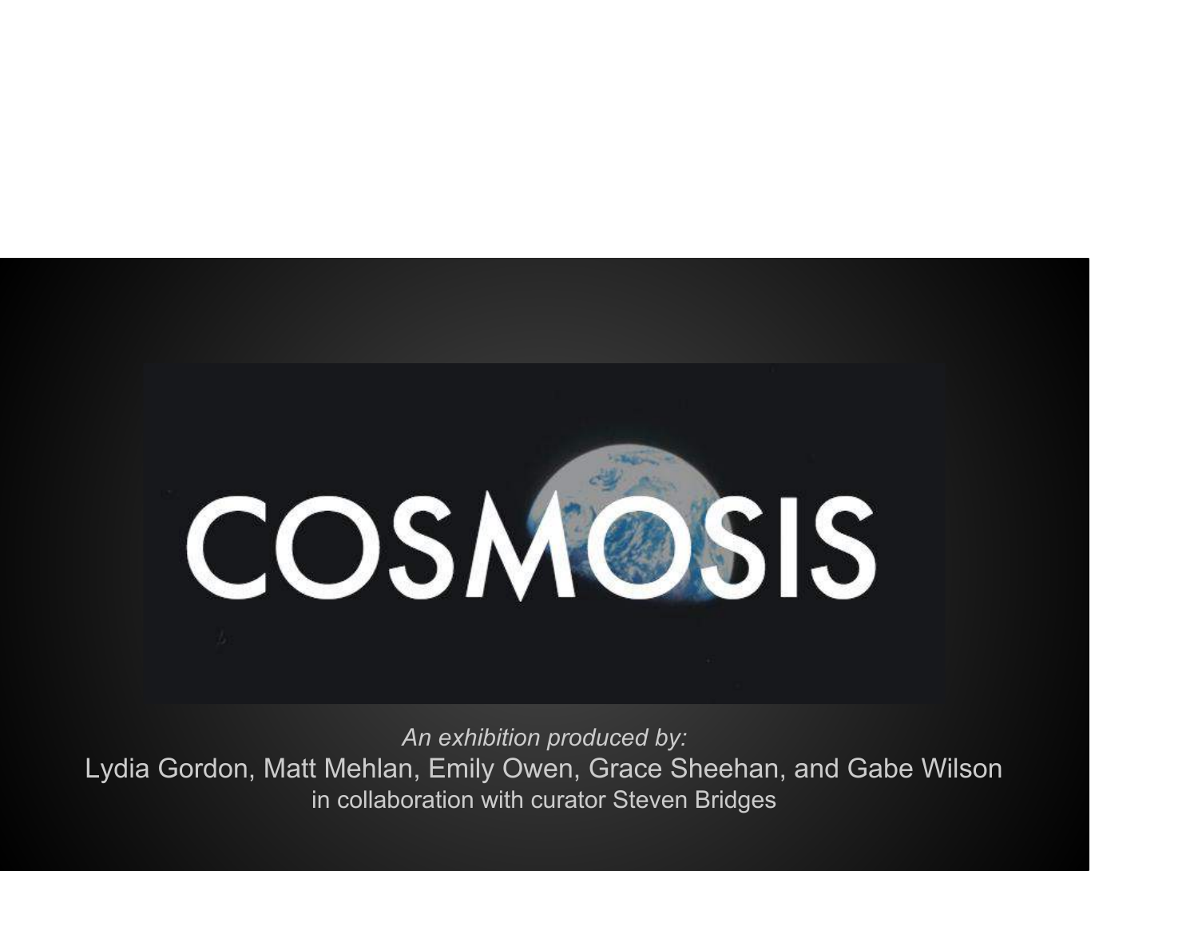# COSMOSIS

*An exhibition produced by:*

Lydia Gordon, Matt Mehlan, Emily Owen, Grace Sheehan, and Gabe Wilson

in collaboration with curator Steven Bridges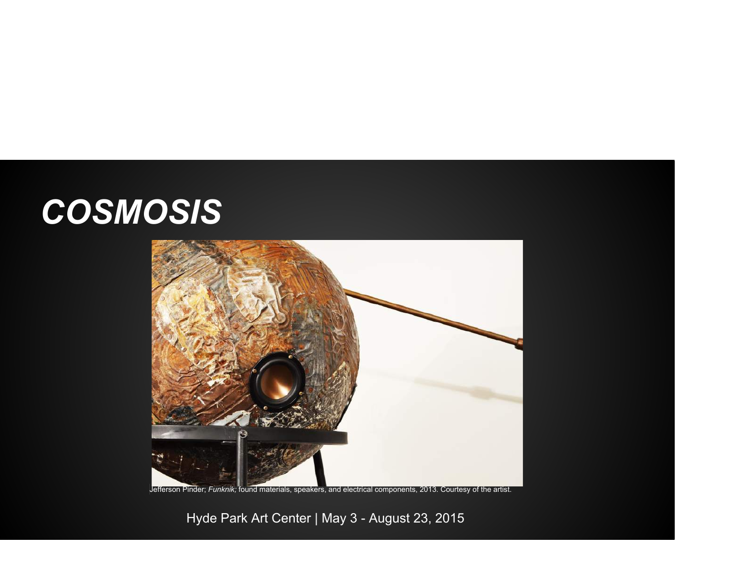# *COSMOSIS*

Jefferson Pinder; *Funknik;* found materials, speakers, and electrical components, 2013. Courtesy of the artist.

Hyde Park Art Center | May 3 - August 23, 2015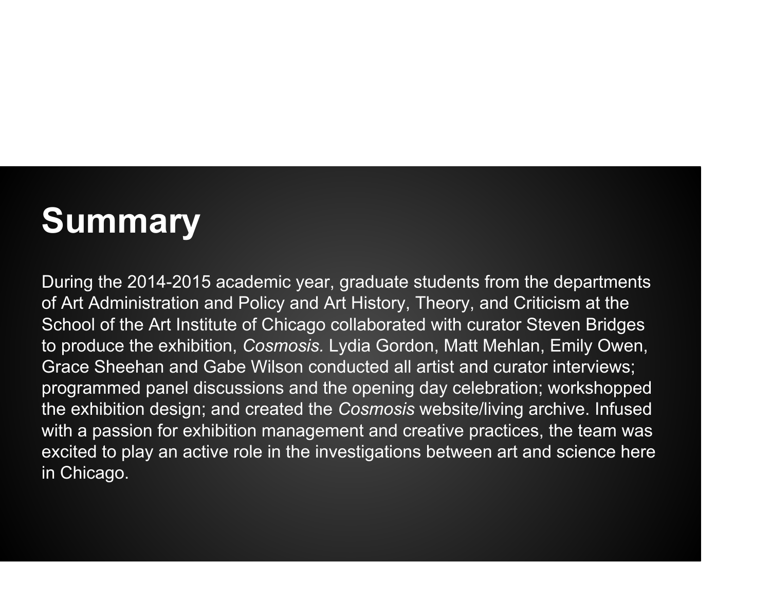# Summary

During the 2014-2015 academic year, graduate students from the departments of Art Administration and Policy and Art History, Theory, and Criticism at the School of the Art Institute of Chicago collaborated with curator Steven Bridges to produce the exhibition, *Cosmosis.* Lydia Gordon, Matt Mehlan, Emily Owen, Grace Sheehan and Gabe Wilson conducted all artist and curator interviews; programmed panel discussions and the opening day celebration; workshopped the exhibition design; and created the *Cosmosis* website/living archive. Infused with a passion for exhibition management and creative practices, the team was excited to play an active role in the investigations between art and science here in Chicago.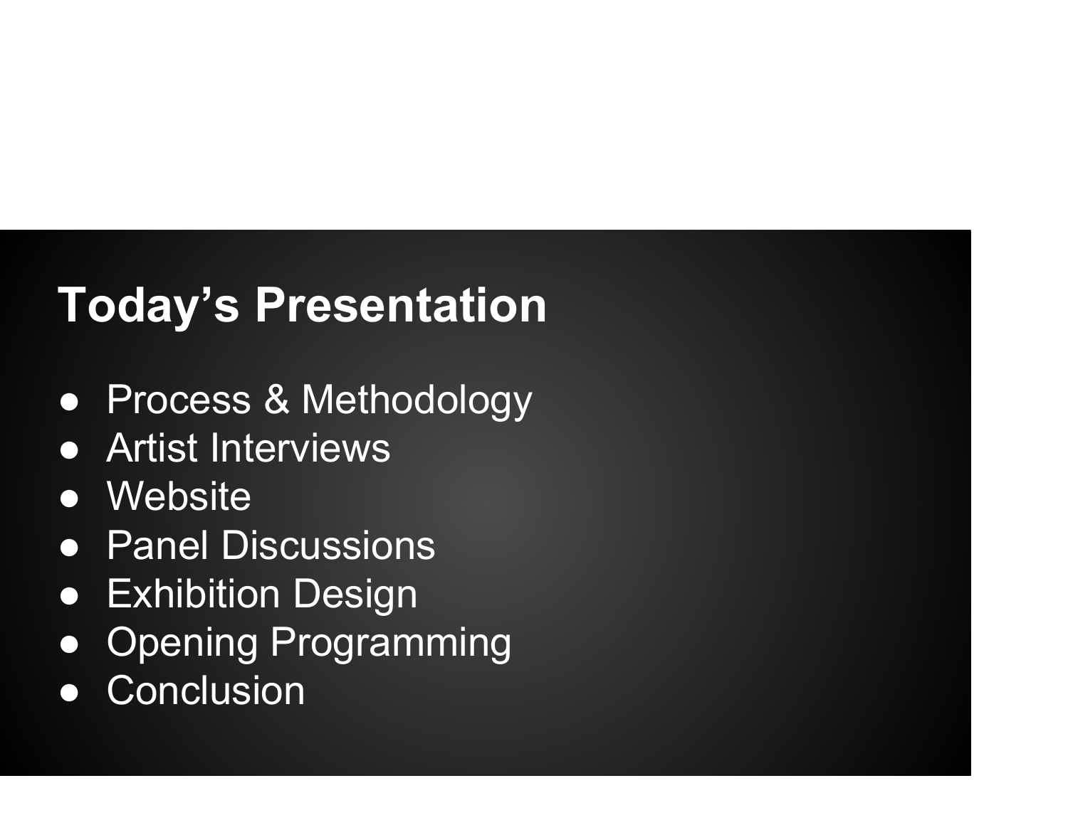## Today's Presentation

- Process & Methodology
- Artist Interviews
- Website
- Panel Discussions
- Exhibition Design
- Opening Programming
- Conclusion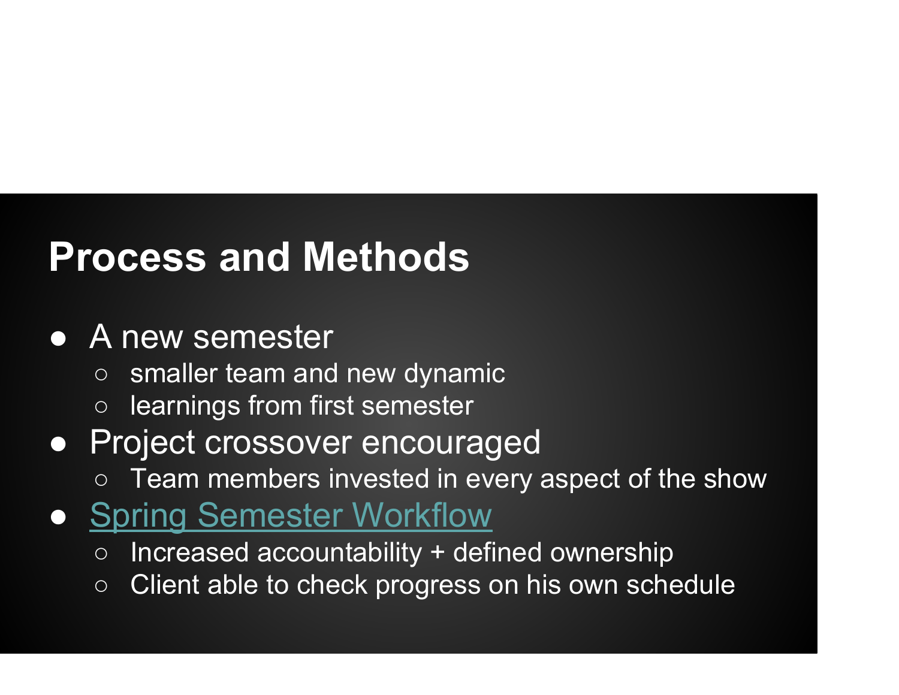## Process and Methods

- A new semester
    - smaller team and new dynamic
    - learnings from first semester
- Project crossover encouraged
    - Team members invested in every aspect of the show
- Spring Semester Workflow
    - Increased accountability + defined ownership
    - Client able to check progress on his own schedule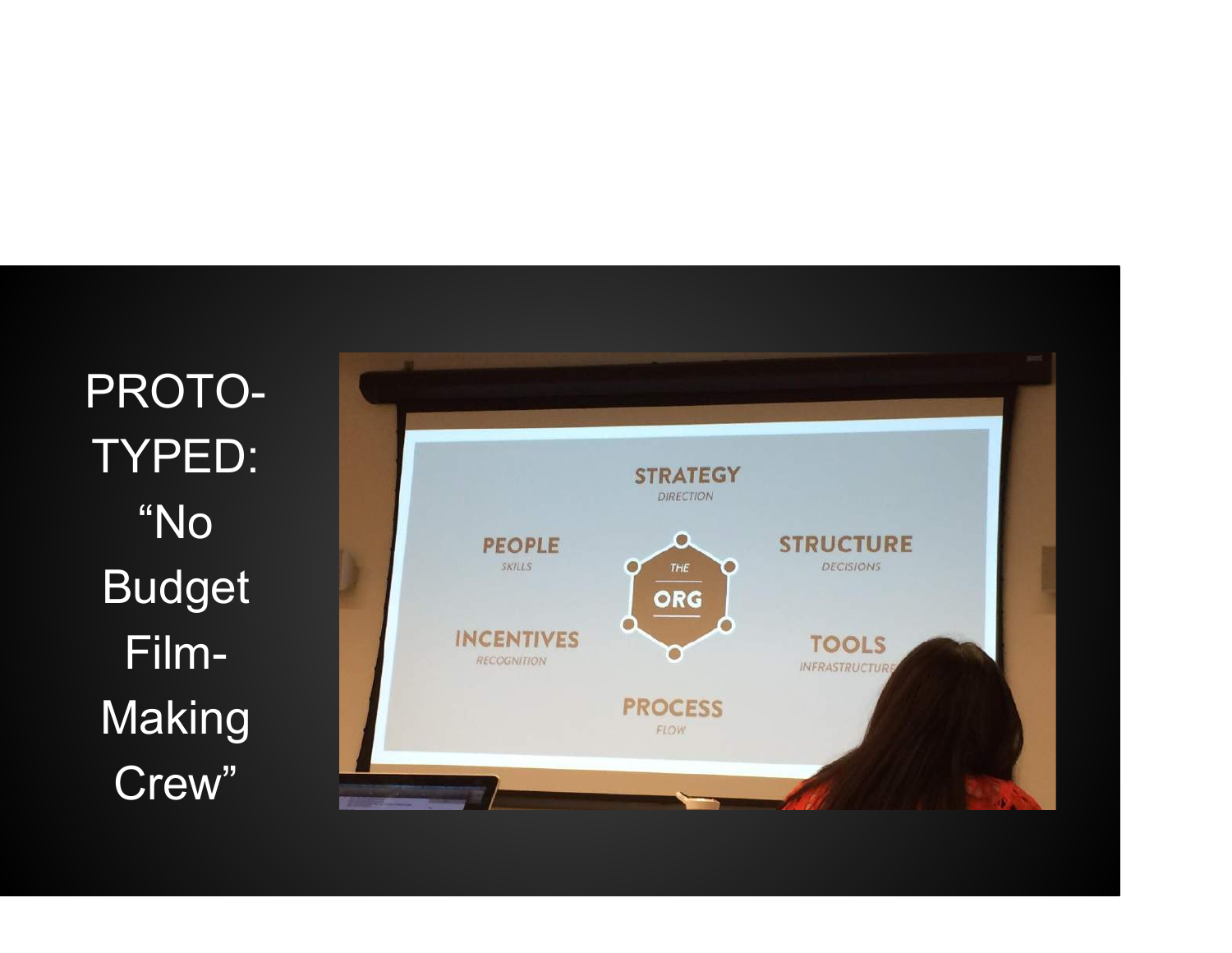PROTO-TYPED: "No Budget Film-Making Crew"

STRATEGY
DIRECTION

PEOPLE
SKILLS

STRUCTURE
DECISIONS

THE
ORG

INCENTIVES
RECOGNITION

TOOLS
INFRASTRUCTURE

PROCESS
FLOW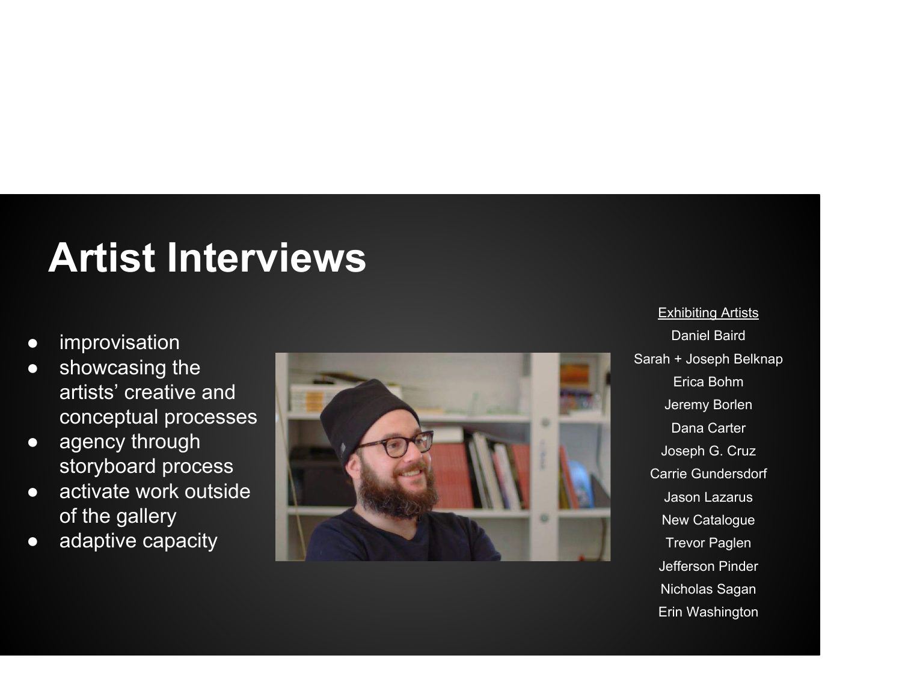# Artist Interviews

- improvisation
- showcasing the artists' creative and conceptual processes
- agency through storyboard process
- activate work outside of the gallery
- adaptive capacity

Exhibiting Artists

Daniel Baird
Sarah + Joseph Belknap
Erica Bohm
Jeremy Borlen
Dana Carter
Joseph G. Cruz
Carrie Gundersdorf
Jason Lazarus
New Catalogue
Trevor Paglen
Jefferson Pinder
Nicholas Sagan
Erin Washington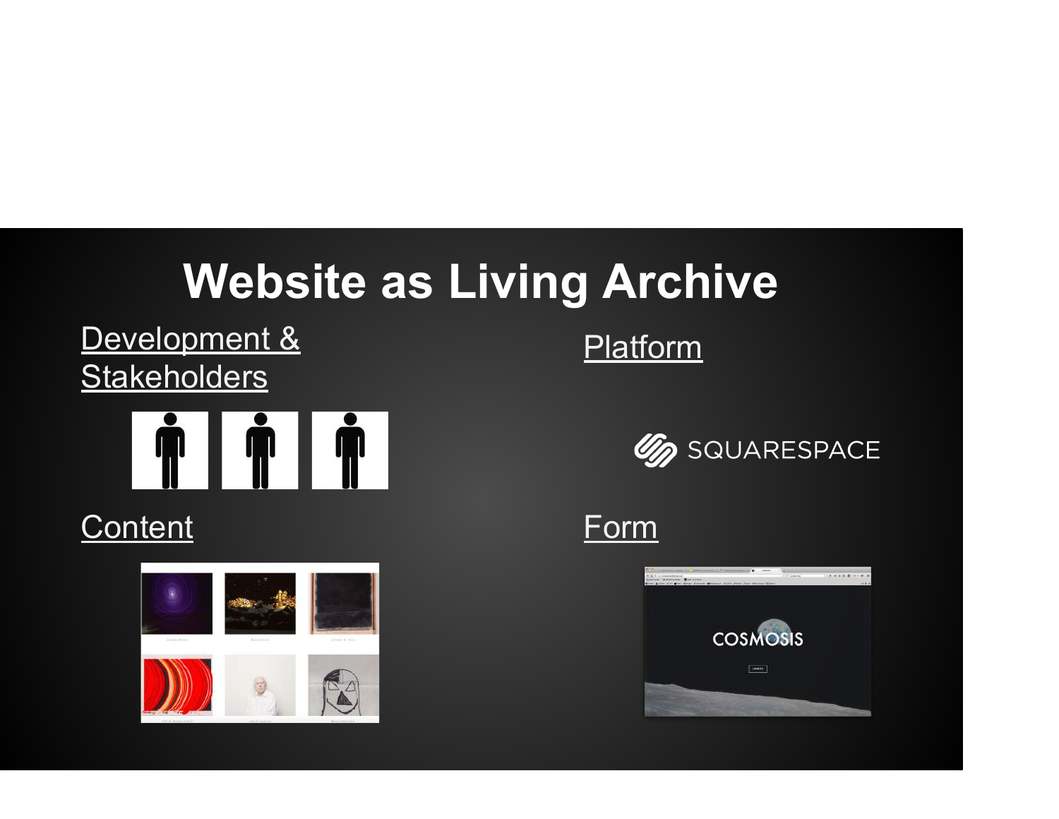# Website as Living Archive

Development & Stakeholders

Platform

SQUARESPACE

Content

Form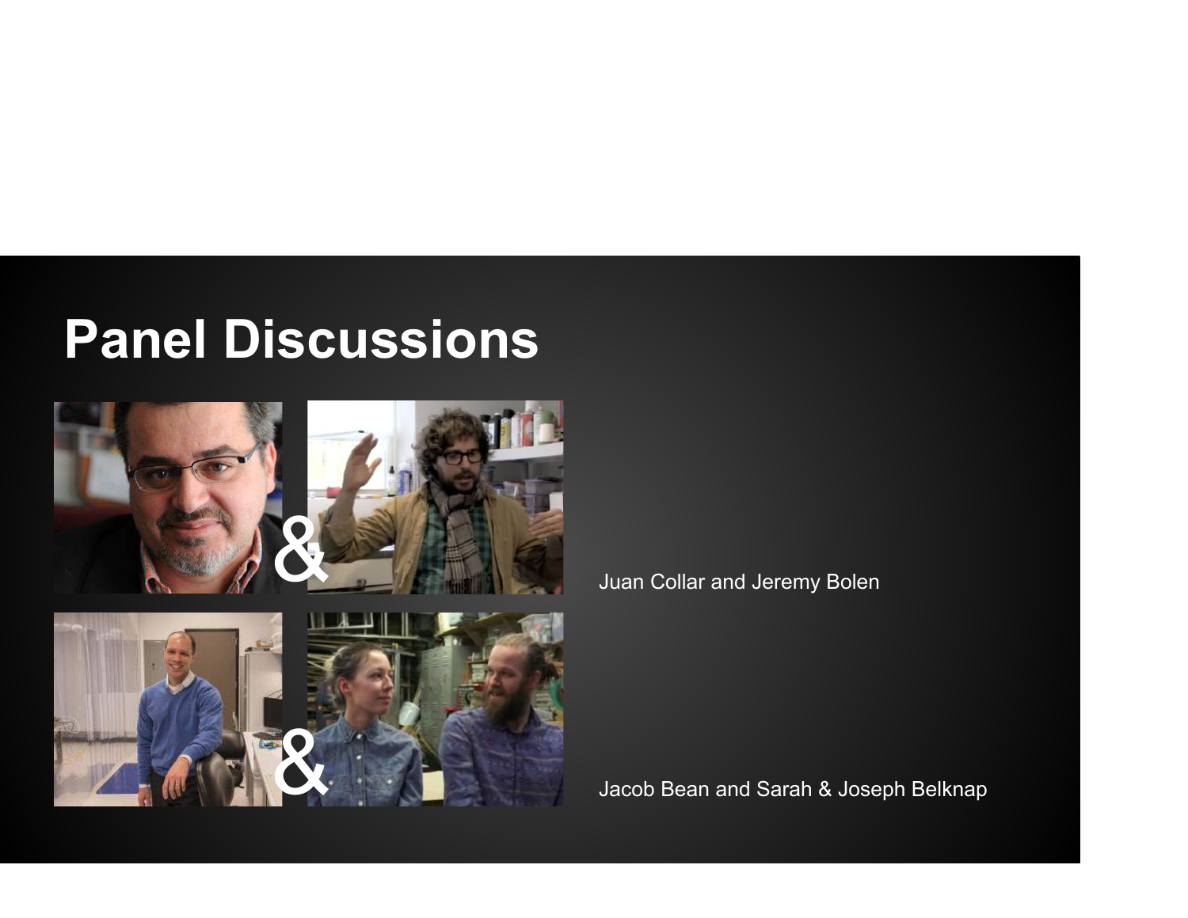# Panel Discussions

Juan Collar and Jeremy Bolen

Jacob Bean and Sarah & Joseph Belknap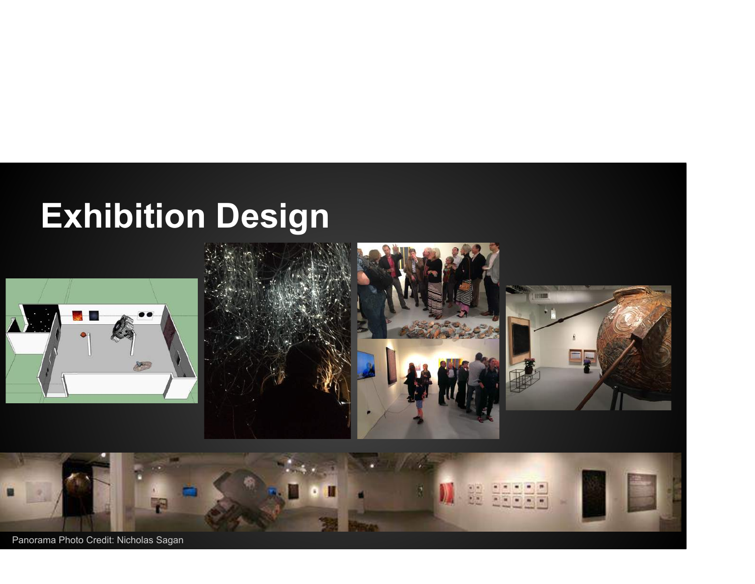# Exhibition Design

Panorama Photo Credit: Nicholas Sagan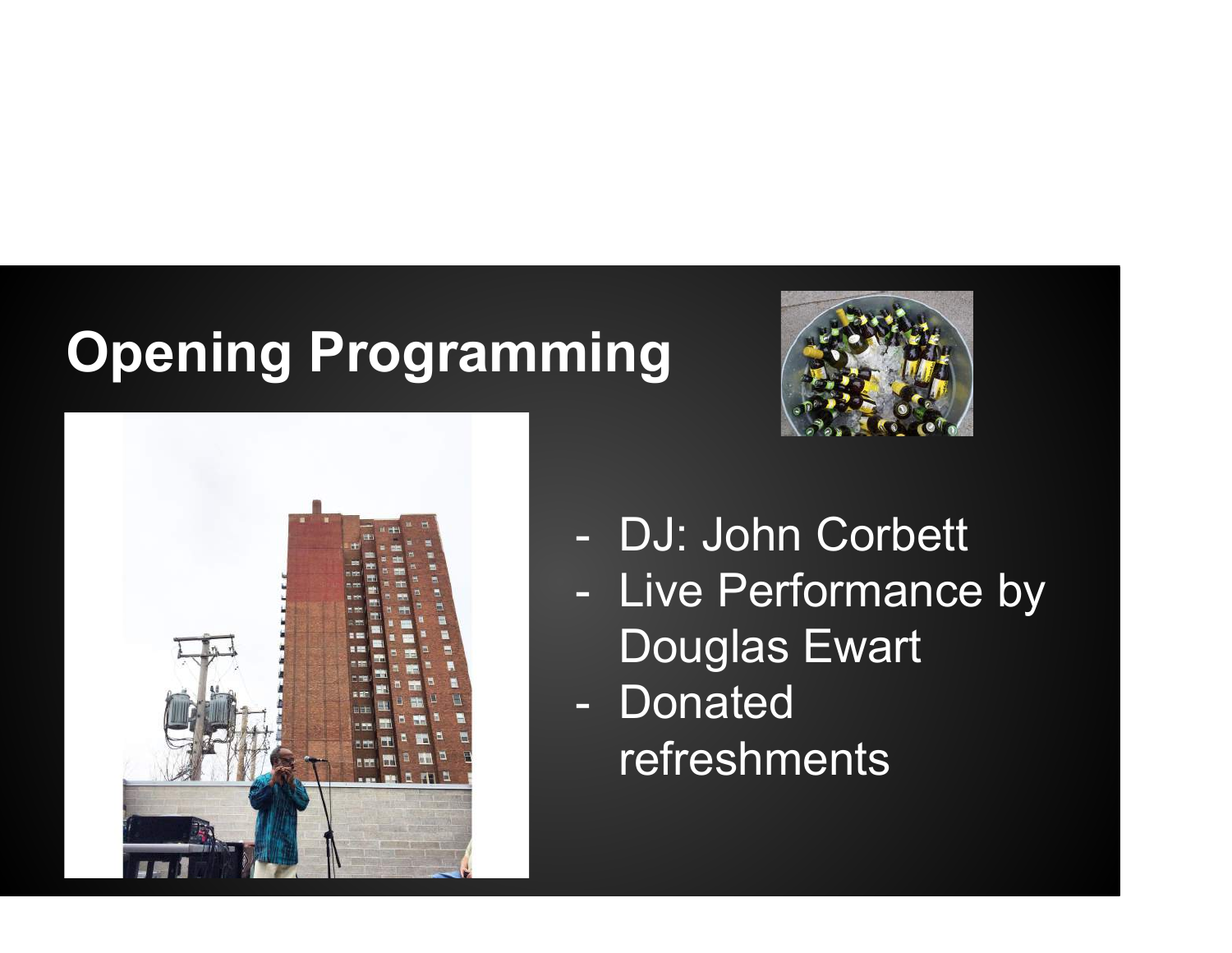## Opening Programming

- DJ: John Corbett
- Live Performance by Douglas Ewart
- Donated refreshments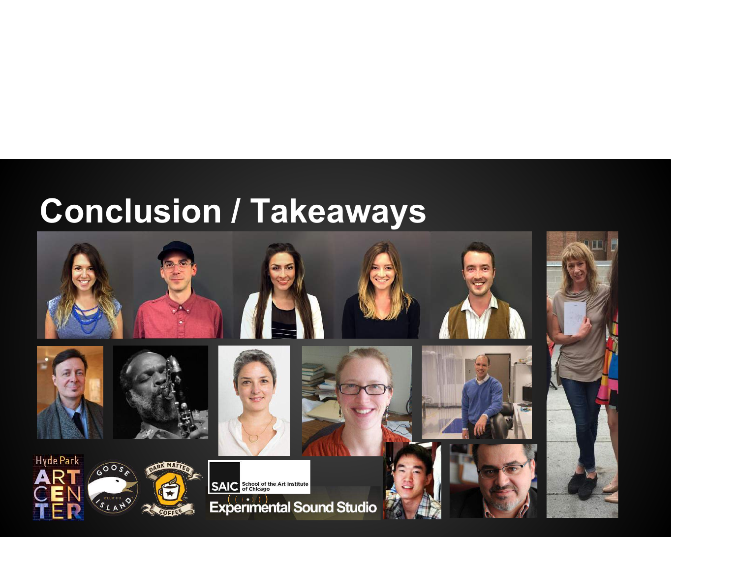# Conclusion / Takeaways

Hyde Park ART CENTER

GOOSE ISLAND BEER CO.

DARK MATTER COFFEE

SAIC School of the Art Institute of Chicago

Experimental Sound Studio